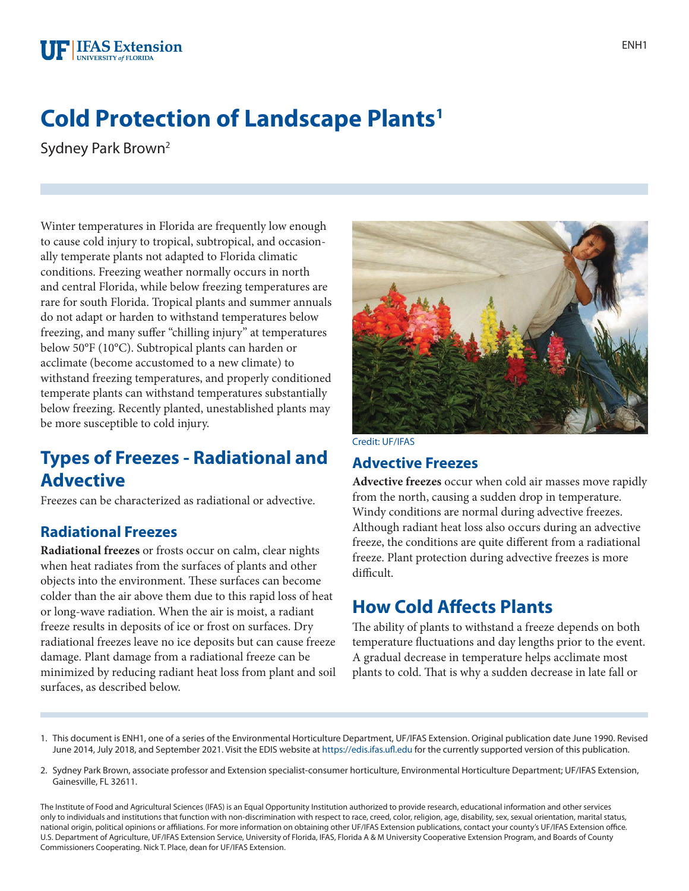# Cold Protection of Landscape Plants[1]

Sydney Park Brown[2]

Winter temperatures in Florida are frequently low enough to cause cold injury to tropical, subtropical, and occasionally temperate plants not adapted to Florida climatic conditions. Freezing weather normally occurs in north and central Florida, while below freezing temperatures are rare for south Florida. Tropical plants and summer annuals do not adapt or harden to withstand temperatures below freezing, and many suffer "chilling injury" at temperatures below 50°F (10°C). Subtropical plants can harden or acclimate (become accustomed to a new climate) to withstand freezing temperatures, and properly conditioned temperate plants can withstand temperatures substantially below freezing. Recently planted, unestablished plants may be more susceptible to cold injury.

## Types of Freezes - Radiational and Advective

Freezes can be characterized as radiational or advective.

### Radiational Freezes

**Radiational freezes** or frosts occur on calm, clear nights when heat radiates from the surfaces of plants and other objects into the environment. These surfaces can become colder than the air above them due to this rapid loss of heat or long-wave radiation. When the air is moist, a radiant freeze results in deposits of ice or frost on surfaces. Dry radiational freezes leave no ice deposits but can cause freeze damage. Plant damage from a radiational freeze can be minimized by reducing radiant heat loss from plant and soil surfaces, as described below.

Credit: UF/IFAS

### Advective Freezes

**Advective freezes** occur when cold air masses move rapidly from the north, causing a sudden drop in temperature. Windy conditions are normal during advective freezes. Although radiant heat loss also occurs during an advective freeze, the conditions are quite different from a radiational freeze. Plant protection during advective freezes is more difficult.

## How Cold Affects Plants

The ability of plants to withstand a freeze depends on both temperature fluctuations and day lengths prior to the event. A gradual decrease in temperature helps acclimate most plants to cold. That is why a sudden decrease in late fall or

1. This document is ENH1, one of a series of the Environmental Horticulture Department, UF/IFAS Extension. Original publication date June 1990. Revised June 2014, July 2018, and September 2021. Visit the EDIS website at https://edis.ifas.ufl.edu for the currently supported version of this publication.

2. Sydney Park Brown, associate professor and Extension specialist-consumer horticulture, Environmental Horticulture Department; UF/IFAS Extension, Gainesville, FL 32611.

The Institute of Food and Agricultural Sciences (IFAS) is an Equal Opportunity Institution authorized to provide research, educational information and other services only to individuals and institutions that function with non-discrimination with respect to race, creed, color, religion, age, disability, sex, sexual orientation, marital status, national origin, political opinions or affiliations. For more information on obtaining other UF/IFAS Extension publications, contact your county's UF/IFAS Extension office. U.S. Department of Agriculture, UF/IFAS Extension Service, University of Florida, IFAS, Florida A & M University Cooperative Extension Program, and Boards of County Commissioners Cooperating. Nick T. Place, dean for UF/IFAS Extension.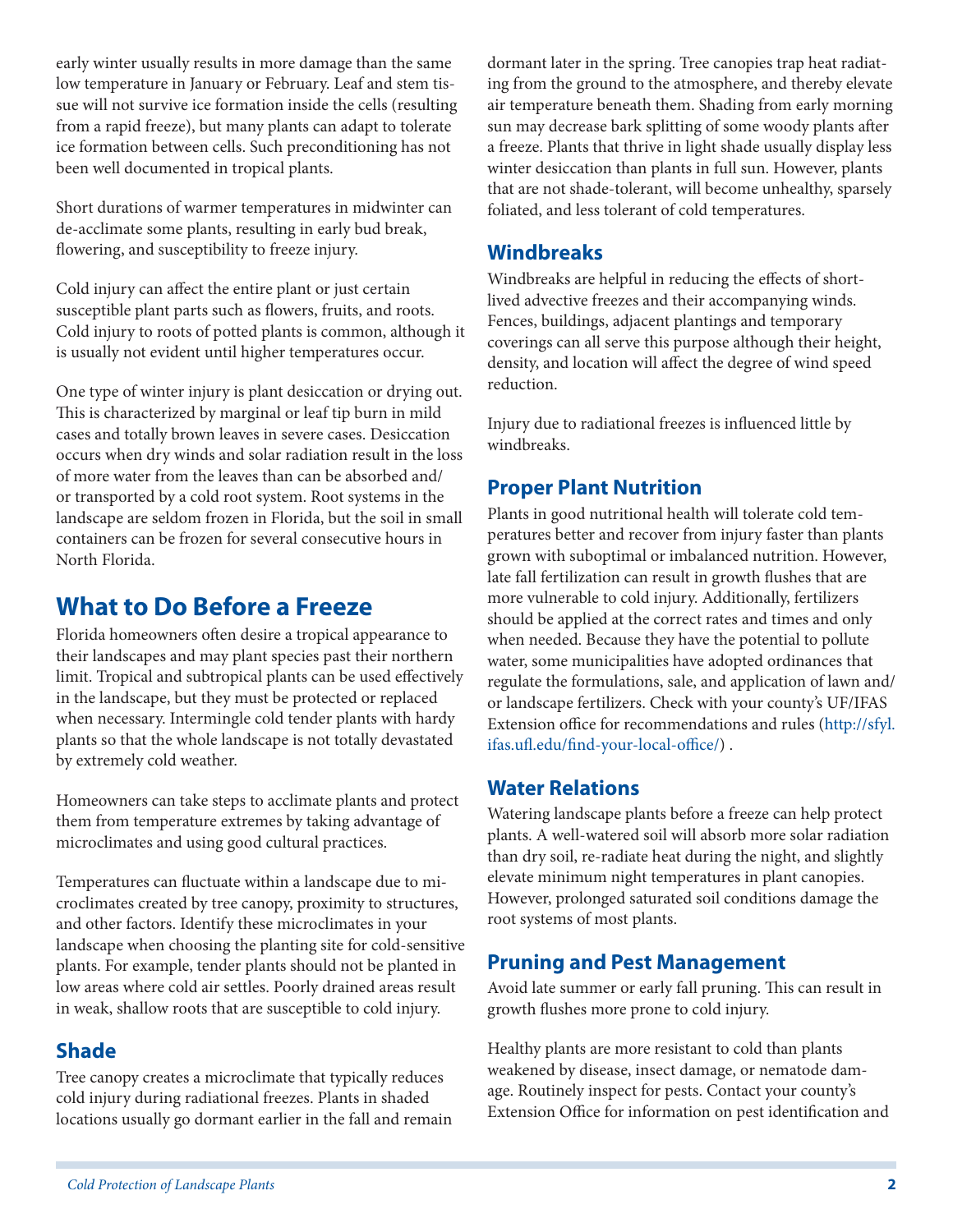early winter usually results in more damage than the same low temperature in January or February. Leaf and stem tissue will not survive ice formation inside the cells (resulting from a rapid freeze), but many plants can adapt to tolerate ice formation between cells. Such preconditioning has not been well documented in tropical plants.

Short durations of warmer temperatures in midwinter can de-acclimate some plants, resulting in early bud break, flowering, and susceptibility to freeze injury.

Cold injury can affect the entire plant or just certain susceptible plant parts such as flowers, fruits, and roots. Cold injury to roots of potted plants is common, although it is usually not evident until higher temperatures occur.

One type of winter injury is plant desiccation or drying out. This is characterized by marginal or leaf tip burn in mild cases and totally brown leaves in severe cases. Desiccation occurs when dry winds and solar radiation result in the loss of more water from the leaves than can be absorbed and/or transported by a cold root system. Root systems in the landscape are seldom frozen in Florida, but the soil in small containers can be frozen for several consecutive hours in North Florida.

# What to Do Before a Freeze

Florida homeowners often desire a tropical appearance to their landscapes and may plant species past their northern limit. Tropical and subtropical plants can be used effectively in the landscape, but they must be protected or replaced when necessary. Intermingle cold tender plants with hardy plants so that the whole landscape is not totally devastated by extremely cold weather.

Homeowners can take steps to acclimate plants and protect them from temperature extremes by taking advantage of microclimates and using good cultural practices.

Temperatures can fluctuate within a landscape due to microclimates created by tree canopy, proximity to structures, and other factors. Identify these microclimates in your landscape when choosing the planting site for cold-sensitive plants. For example, tender plants should not be planted in low areas where cold air settles. Poorly drained areas result in weak, shallow roots that are susceptible to cold injury.

## Shade

Tree canopy creates a microclimate that typically reduces cold injury during radiational freezes. Plants in shaded locations usually go dormant earlier in the fall and remain dormant later in the spring. Tree canopies trap heat radiating from the ground to the atmosphere, and thereby elevate air temperature beneath them. Shading from early morning sun may decrease bark splitting of some woody plants after a freeze. Plants that thrive in light shade usually display less winter desiccation than plants in full sun. However, plants that are not shade-tolerant, will become unhealthy, sparsely foliated, and less tolerant of cold temperatures.

## Windbreaks

Windbreaks are helpful in reducing the effects of short-lived advective freezes and their accompanying winds. Fences, buildings, adjacent plantings and temporary coverings can all serve this purpose although their height, density, and location will affect the degree of wind speed reduction.

Injury due to radiational freezes is influenced little by windbreaks.

## Proper Plant Nutrition

Plants in good nutritional health will tolerate cold temperatures better and recover from injury faster than plants grown with suboptimal or imbalanced nutrition. However, late fall fertilization can result in growth flushes that are more vulnerable to cold injury. Additionally, fertilizers should be applied at the correct rates and times and only when needed. Because they have the potential to pollute water, some municipalities have adopted ordinances that regulate the formulations, sale, and application of lawn and/or landscape fertilizers. Check with your county's UF/IFAS Extension office for recommendations and rules (http://sfyl.ifas.ufl.edu/find-your-local-office/) .

## Water Relations

Watering landscape plants before a freeze can help protect plants. A well-watered soil will absorb more solar radiation than dry soil, re-radiate heat during the night, and slightly elevate minimum night temperatures in plant canopies. However, prolonged saturated soil conditions damage the root systems of most plants.

## Pruning and Pest Management

Avoid late summer or early fall pruning. This can result in growth flushes more prone to cold injury.

Healthy plants are more resistant to cold than plants weakened by disease, insect damage, or nematode damage. Routinely inspect for pests. Contact your county's Extension Office for information on pest identification and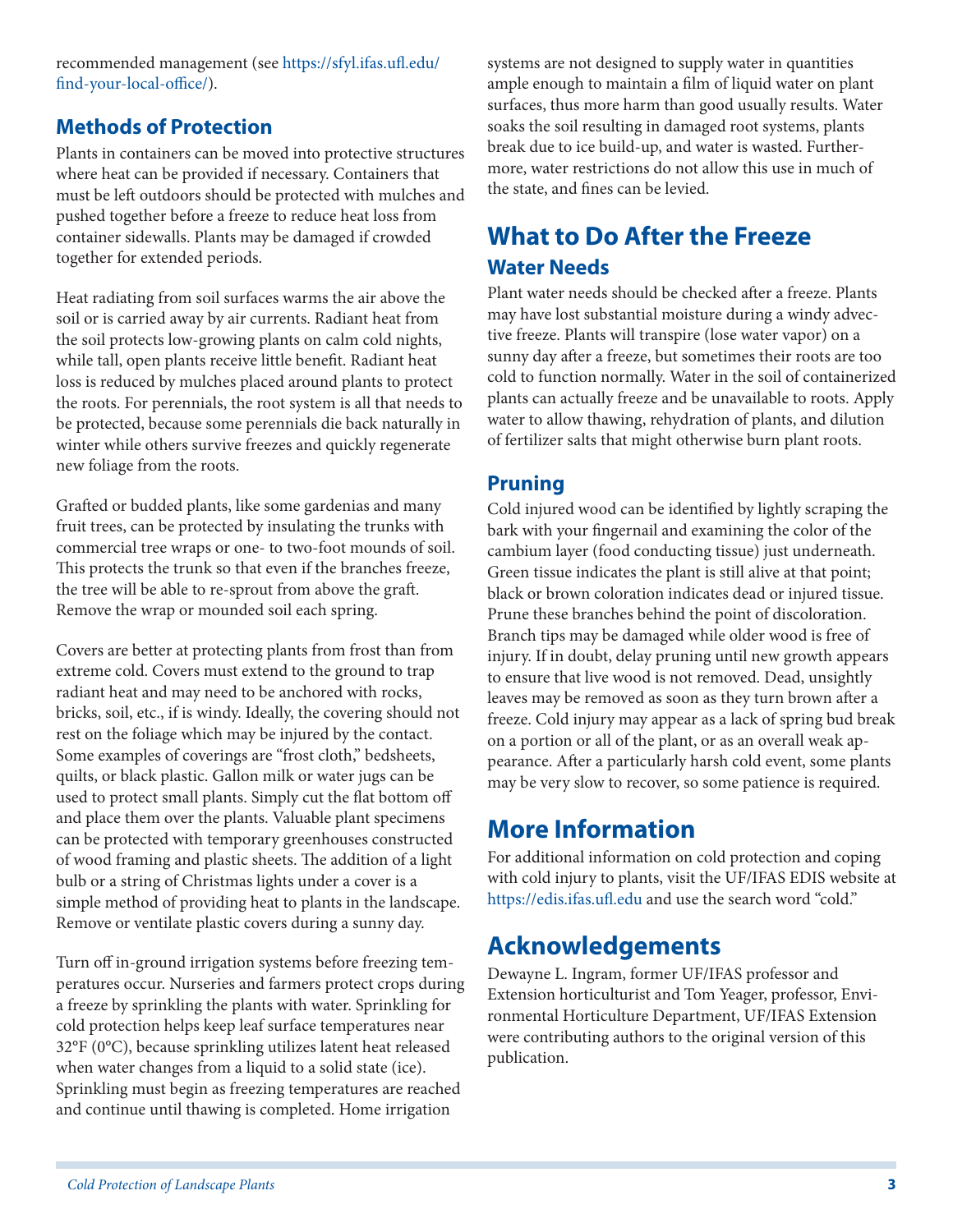recommended management (see https://sfyl.ifas.ufl.edu/find-your-local-office/).

### Methods of Protection

Plants in containers can be moved into protective structures where heat can be provided if necessary. Containers that must be left outdoors should be protected with mulches and pushed together before a freeze to reduce heat loss from container sidewalls. Plants may be damaged if crowded together for extended periods.

Heat radiating from soil surfaces warms the air above the soil or is carried away by air currents. Radiant heat from the soil protects low-growing plants on calm cold nights, while tall, open plants receive little benefit. Radiant heat loss is reduced by mulches placed around plants to protect the roots. For perennials, the root system is all that needs to be protected, because some perennials die back naturally in winter while others survive freezes and quickly regenerate new foliage from the roots.

Grafted or budded plants, like some gardenias and many fruit trees, can be protected by insulating the trunks with commercial tree wraps or one- to two-foot mounds of soil. This protects the trunk so that even if the branches freeze, the tree will be able to re-sprout from above the graft. Remove the wrap or mounded soil each spring.

Covers are better at protecting plants from frost than from extreme cold. Covers must extend to the ground to trap radiant heat and may need to be anchored with rocks, bricks, soil, etc., if is windy. Ideally, the covering should not rest on the foliage which may be injured by the contact. Some examples of coverings are "frost cloth," bedsheets, quilts, or black plastic. Gallon milk or water jugs can be used to protect small plants. Simply cut the flat bottom off and place them over the plants. Valuable plant specimens can be protected with temporary greenhouses constructed of wood framing and plastic sheets. The addition of a light bulb or a string of Christmas lights under a cover is a simple method of providing heat to plants in the landscape. Remove or ventilate plastic covers during a sunny day.

Turn off in-ground irrigation systems before freezing temperatures occur. Nurseries and farmers protect crops during a freeze by sprinkling the plants with water. Sprinkling for cold protection helps keep leaf surface temperatures near 32°F (0°C), because sprinkling utilizes latent heat released when water changes from a liquid to a solid state (ice). Sprinkling must begin as freezing temperatures are reached and continue until thawing is completed. Home irrigation systems are not designed to supply water in quantities ample enough to maintain a film of liquid water on plant surfaces, thus more harm than good usually results. Water soaks the soil resulting in damaged root systems, plants break due to ice build-up, and water is wasted. Furthermore, water restrictions do not allow this use in much of the state, and fines can be levied.

## What to Do After the Freeze

### Water Needs

Plant water needs should be checked after a freeze. Plants may have lost substantial moisture during a windy advective freeze. Plants will transpire (lose water vapor) on a sunny day after a freeze, but sometimes their roots are too cold to function normally. Water in the soil of containerized plants can actually freeze and be unavailable to roots. Apply water to allow thawing, rehydration of plants, and dilution of fertilizer salts that might otherwise burn plant roots.

### Pruning

Cold injured wood can be identified by lightly scraping the bark with your fingernail and examining the color of the cambium layer (food conducting tissue) just underneath. Green tissue indicates the plant is still alive at that point; black or brown coloration indicates dead or injured tissue. Prune these branches behind the point of discoloration. Branch tips may be damaged while older wood is free of injury. If in doubt, delay pruning until new growth appears to ensure that live wood is not removed. Dead, unsightly leaves may be removed as soon as they turn brown after a freeze. Cold injury may appear as a lack of spring bud break on a portion or all of the plant, or as an overall weak appearance. After a particularly harsh cold event, some plants may be very slow to recover, so some patience is required.

## More Information

For additional information on cold protection and coping with cold injury to plants, visit the UF/IFAS EDIS website at https://edis.ifas.ufl.edu and use the search word "cold."

## Acknowledgements

Dewayne L. Ingram, former UF/IFAS professor and Extension horticulturist and Tom Yeager, professor, Environmental Horticulture Department, UF/IFAS Extension were contributing authors to the original version of this publication.